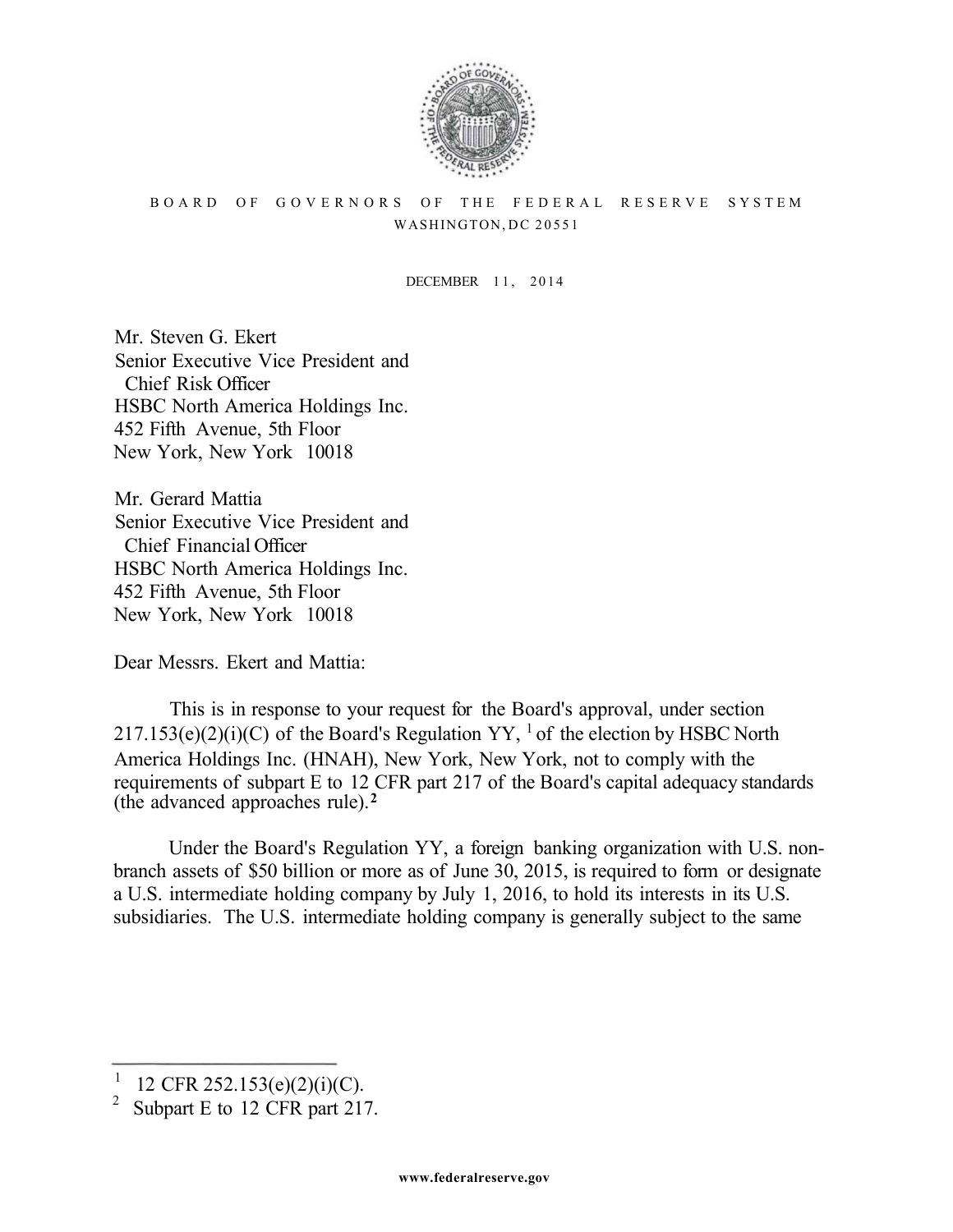BOARD OF GOVERNORS OF THE FEDERAL RESERVE SYSTEM
WASHINGTON, DC 20551

DECEMBER 11, 2014

Mr. Steven G. Ekert
Senior Executive Vice President and
Chief Risk Officer
HSBC North America Holdings Inc.
452 Fifth Avenue, 5th Floor
New York, New York 10018

Mr. Gerard Mattia
Senior Executive Vice President and
Chief Financial Officer
HSBC North America Holdings Inc.
452 Fifth Avenue, 5th Floor
New York, New York 10018

Dear Messrs. Ekert and Mattia:

This is in response to your request for the Board's approval, under section 217.153(e)(2)(i)(C) of the Board's Regulation YY, [1] of the election by HSBC North America Holdings Inc. (HNAH), New York, New York, not to comply with the requirements of subpart E to 12 CFR part 217 of the Board's capital adequacy standards (the advanced approaches rule). [2]

Under the Board's Regulation YY, a foreign banking organization with U.S. non-branch assets of $50 billion or more as of June 30, 2015, is required to form or designate a U.S. intermediate holding company by July 1, 2016, to hold its interests in its U.S. subsidiaries. The U.S. intermediate holding company is generally subject to the same

---

[1] 12 CFR 252.153(e)(2)(i)(C).

[2] Subpart E to 12 CFR part 217.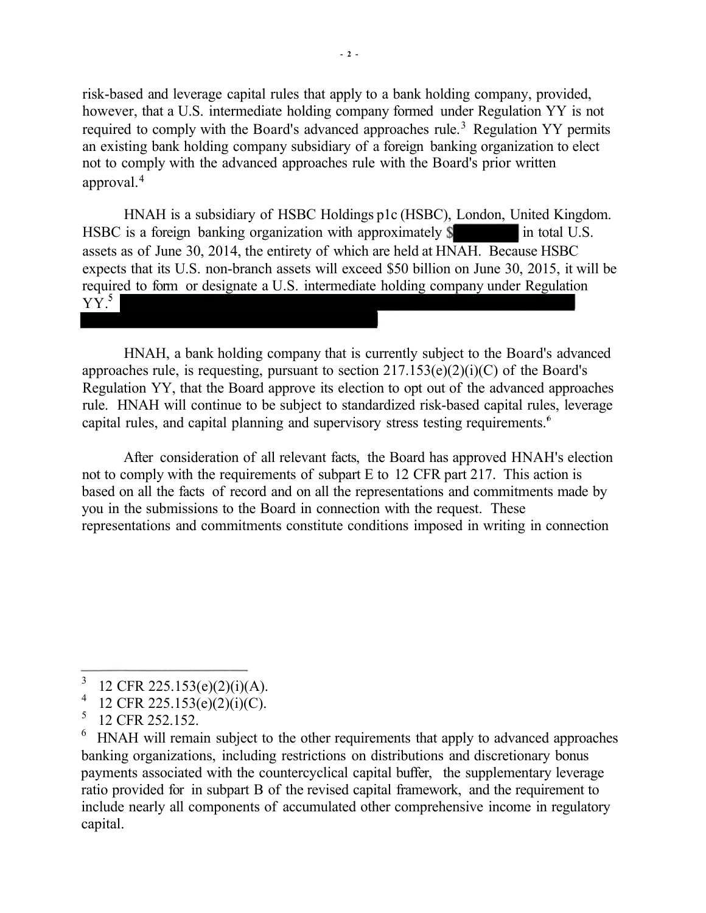risk-based and leverage capital rules that apply to a bank holding company, provided, however, that a U.S. intermediate holding company formed under Regulation YY is not required to comply with the Board's advanced approaches rule.[3] Regulation YY permits an existing bank holding company subsidiary of a foreign banking organization to elect not to comply with the advanced approaches rule with the Board's prior written approval.[4]

HNAH is a subsidiary of HSBC Holdings p1c (HSBC), London, United Kingdom. HSBC is a foreign banking organization with approximately $ [redacted] in total U.S. assets as of June 30, 2014, the entirety of which are held at HNAH. Because HSBC expects that its U.S. non-branch assets will exceed $50 billion on June 30, 2015, it will be required to form or designate a U.S. intermediate holding company under Regulation YY.[5] [redacted]

HNAH, a bank holding company that is currently subject to the Board's advanced approaches rule, is requesting, pursuant to section 217.153(e)(2)(i)(C) of the Board's Regulation YY, that the Board approve its election to opt out of the advanced approaches rule. HNAH will continue to be subject to standardized risk-based capital rules, leverage capital rules, and capital planning and supervisory stress testing requirements.[6]

After consideration of all relevant facts, the Board has approved HNAH's election not to comply with the requirements of subpart E to 12 CFR part 217. This action is based on all the facts of record and on all the representations and commitments made by you in the submissions to the Board in connection with the request. These representations and commitments constitute conditions imposed in writing in connection

---

[3] 12 CFR 225.153(e)(2)(i)(A).

[4] 12 CFR 225.153(e)(2)(i)(C).

[5] 12 CFR 252.152.

[6] HNAH will remain subject to the other requirements that apply to advanced approaches banking organizations, including restrictions on distributions and discretionary bonus payments associated with the countercyclical capital buffer, the supplementary leverage ratio provided for in subpart B of the revised capital framework, and the requirement to include nearly all components of accumulated other comprehensive income in regulatory capital.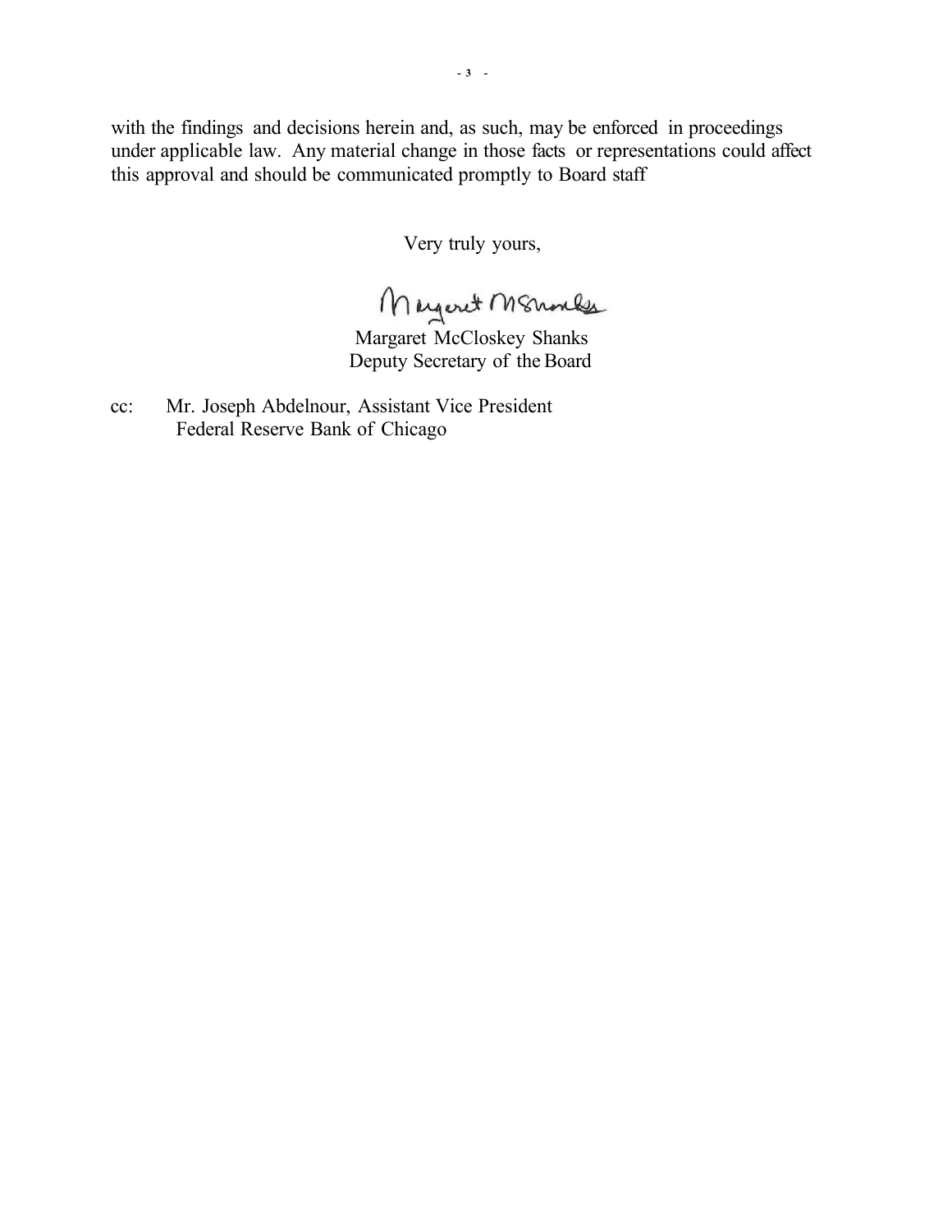with the findings and decisions herein and, as such, may be enforced in proceedings under applicable law. Any material change in those facts or representations could affect this approval and should be communicated promptly to Board staff

Very truly yours,

Margaret McCloskey Shanks
Deputy Secretary of the Board

cc: Mr. Joseph Abdelnour, Assistant Vice President
Federal Reserve Bank of Chicago